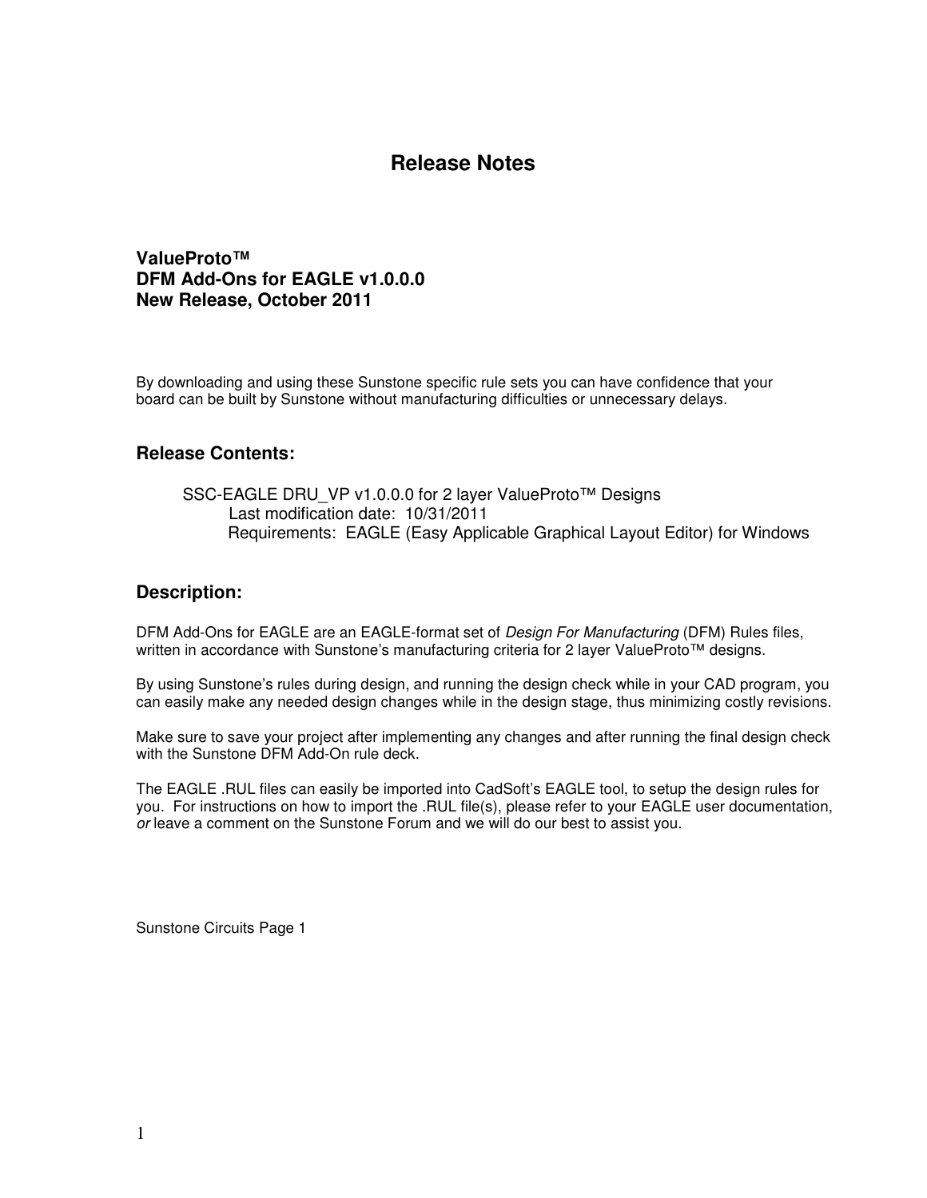# Release Notes

## ValueProto™
## DFM Add-Ons for EAGLE v1.0.0.0
## New Release, October 2011

By downloading and using these Sunstone specific rule sets you can have confidence that your board can be built by Sunstone without manufacturing difficulties or unnecessary delays.

### Release Contents:

SSC-EAGLE DRU_VP v1.0.0.0 for 2 layer ValueProto™ Designs
Last modification date: 10/31/2011
Requirements: EAGLE (Easy Applicable Graphical Layout Editor) for Windows

### Description:

DFM Add-Ons for EAGLE are an EAGLE-format set of *Design For Manufacturing* (DFM) Rules files, written in accordance with Sunstone's manufacturing criteria for 2 layer ValueProto™ designs.

By using Sunstone's rules during design, and running the design check while in your CAD program, you can easily make any needed design changes while in the design stage, thus minimizing costly revisions.

Make sure to save your project after implementing any changes and after running the final design check with the Sunstone DFM Add-On rule deck.

The EAGLE .RUL files can easily be imported into CadSoft's EAGLE tool, to setup the design rules for you. For instructions on how to import the .RUL file(s), please refer to your EAGLE user documentation, *or* leave a comment on the Sunstone Forum and we will do our best to assist you.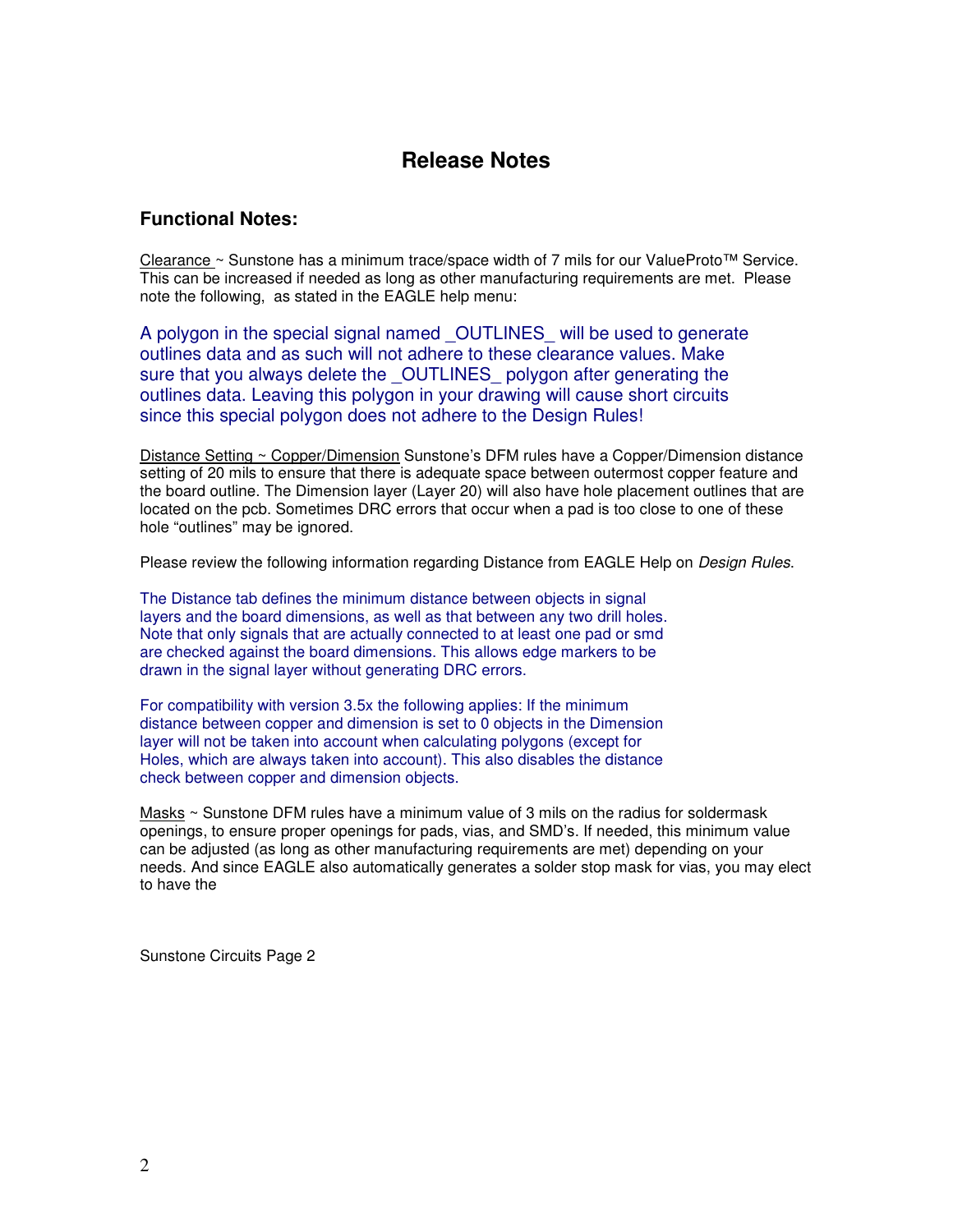# Release Notes

## Functional Notes:

Clearance ~ Sunstone has a minimum trace/space width of 7 mils for our ValueProto™ Service. This can be increased if needed as long as other manufacturing requirements are met. Please note the following, as stated in the EAGLE help menu:

A polygon in the special signal named _OUTLINES_ will be used to generate outlines data and as such will not adhere to these clearance values. Make sure that you always delete the _OUTLINES_ polygon after generating the outlines data. Leaving this polygon in your drawing will cause short circuits since this special polygon does not adhere to the Design Rules!

Distance Setting ~ Copper/Dimension Sunstone's DFM rules have a Copper/Dimension distance setting of 20 mils to ensure that there is adequate space between outermost copper feature and the board outline. The Dimension layer (Layer 20) will also have hole placement outlines that are located on the pcb. Sometimes DRC errors that occur when a pad is too close to one of these hole "outlines" may be ignored.

Please review the following information regarding Distance from EAGLE Help on *Design Rules*.

The Distance tab defines the minimum distance between objects in signal layers and the board dimensions, as well as that between any two drill holes. Note that only signals that are actually connected to at least one pad or smd are checked against the board dimensions. This allows edge markers to be drawn in the signal layer without generating DRC errors.

For compatibility with version 3.5x the following applies: If the minimum distance between copper and dimension is set to 0 objects in the Dimension layer will not be taken into account when calculating polygons (except for Holes, which are always taken into account). This also disables the distance check between copper and dimension objects.

Masks ~ Sunstone DFM rules have a minimum value of 3 mils on the radius for soldermask openings, to ensure proper openings for pads, vias, and SMD's. If needed, this minimum value can be adjusted (as long as other manufacturing requirements are met) depending on your needs. And since EAGLE also automatically generates a solder stop mask for vias, you may elect to have the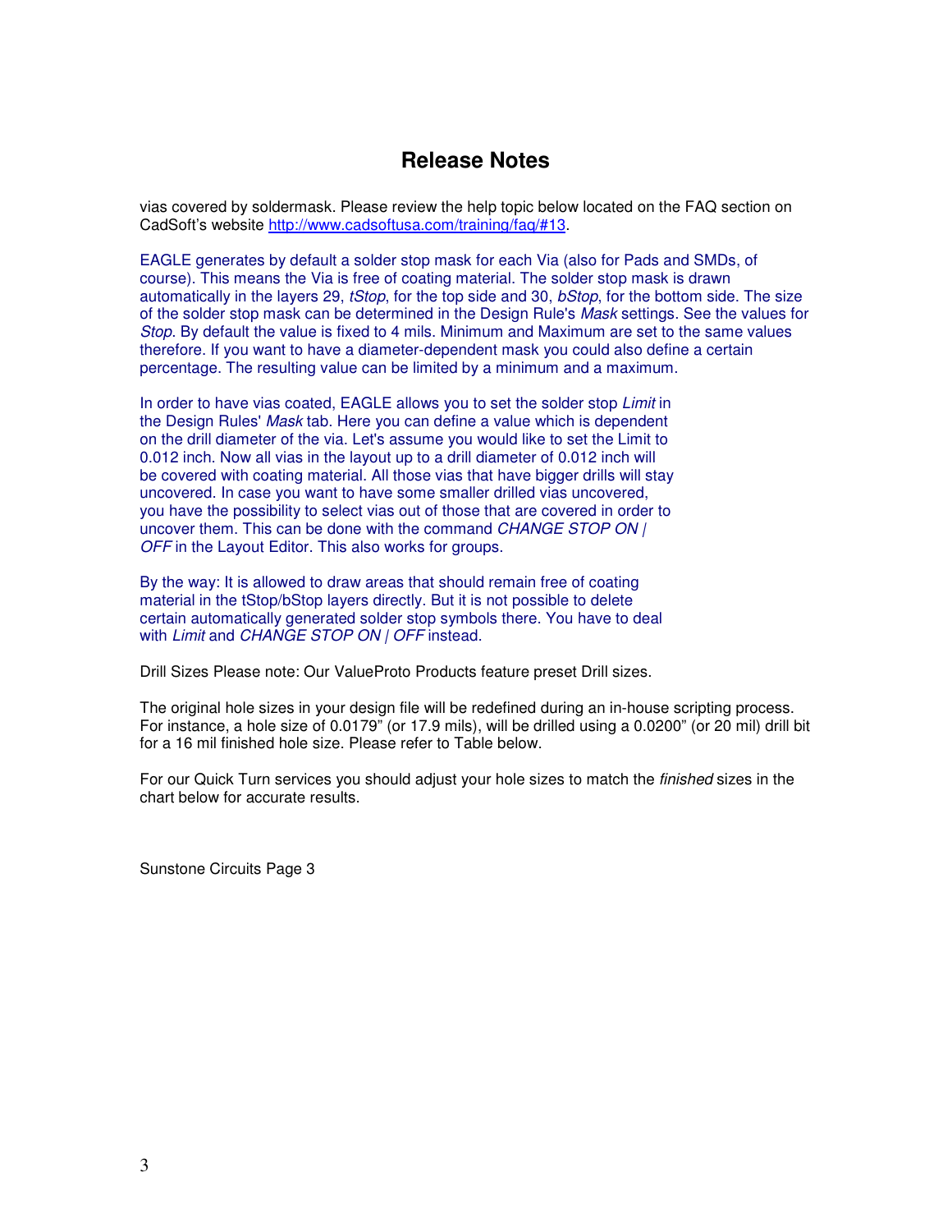# Release Notes

vias covered by soldermask. Please review the help topic below located on the FAQ section on CadSoft's website [http://www.cadsoftusa.com/training/faq/#13](http://www.cadsoftusa.com/training/faq/#13).

EAGLE generates by default a solder stop mask for each Via (also for Pads and SMDs, of course). This means the Via is free of coating material. The solder stop mask is drawn automatically in the layers 29, *tStop*, for the top side and 30, *bStop*, for the bottom side. The size of the solder stop mask can be determined in the Design Rule's *Mask* settings. See the values for *Stop*. By default the value is fixed to 4 mils. Minimum and Maximum are set to the same values therefore. If you want to have a diameter-dependent mask you could also define a certain percentage. The resulting value can be limited by a minimum and a maximum.

In order to have vias coated, EAGLE allows you to set the solder stop *Limit* in the Design Rules' *Mask* tab. Here you can define a value which is dependent on the drill diameter of the via. Let's assume you would like to set the Limit to 0.012 inch. Now all vias in the layout up to a drill diameter of 0.012 inch will be covered with coating material. All those vias that have bigger drills will stay uncovered. In case you want to have some smaller drilled vias uncovered, you have the possibility to select vias out of those that are covered in order to uncover them. This can be done with the command *CHANGE STOP ON | OFF* in the Layout Editor. This also works for groups.

By the way: It is allowed to draw areas that should remain free of coating material in the tStop/bStop layers directly. But it is not possible to delete certain automatically generated solder stop symbols there. You have to deal with *Limit* and *CHANGE STOP ON | OFF* instead.

Drill Sizes Please note: Our ValueProto Products feature preset Drill sizes.

The original hole sizes in your design file will be redefined during an in-house scripting process. For instance, a hole size of 0.0179" (or 17.9 mils), will be drilled using a 0.0200" (or 20 mil) drill bit for a 16 mil finished hole size. Please refer to Table below.

For our Quick Turn services you should adjust your hole sizes to match the *finished* sizes in the chart below for accurate results.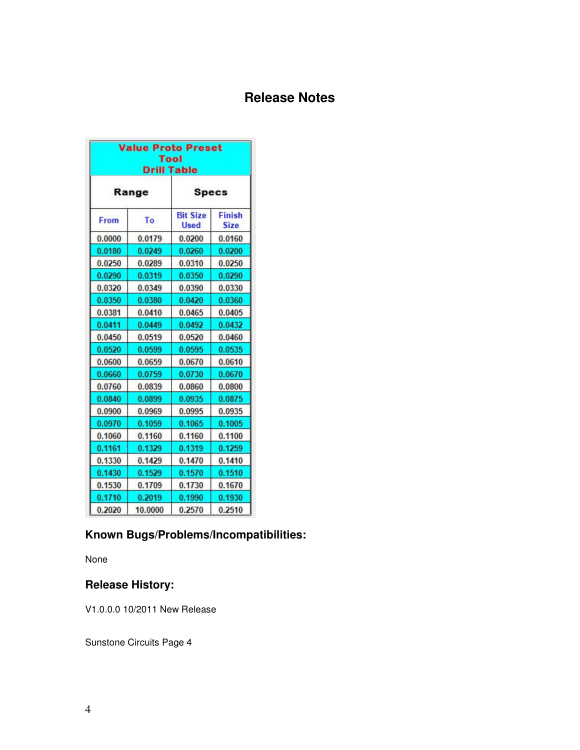## Release Notes

| Value Proto Preset Tool Drill Table | | | |
|---|---|---|---|
| Range | | Specs | |
| From | To | Bit Size Used | Finish Size |
| 0.0000 | 0.0179 | 0.0200 | 0.0160 |
| 0.0180 | 0.0249 | 0.0260 | 0.0200 |
| 0.0250 | 0.0289 | 0.0310 | 0.0250 |
| 0.0290 | 0.0319 | 0.0350 | 0.0290 |
| 0.0320 | 0.0349 | 0.0390 | 0.0330 |
| 0.0350 | 0.0380 | 0.0420 | 0.0360 |
| 0.0381 | 0.0410 | 0.0465 | 0.0405 |
| 0.0411 | 0.0449 | 0.0492 | 0.0432 |
| 0.0450 | 0.0519 | 0.0520 | 0.0460 |
| 0.0520 | 0.0599 | 0.0595 | 0.0535 |
| 0.0600 | 0.0659 | 0.0670 | 0.0610 |
| 0.0660 | 0.0759 | 0.0730 | 0.0670 |
| 0.0760 | 0.0839 | 0.0860 | 0.0800 |
| 0.0840 | 0.0899 | 0.0935 | 0.0875 |
| 0.0900 | 0.0969 | 0.0995 | 0.0935 |
| 0.0970 | 0.1059 | 0.1065 | 0.1005 |
| 0.1060 | 0.1160 | 0.1160 | 0.1100 |
| 0.1161 | 0.1329 | 0.1319 | 0.1259 |
| 0.1330 | 0.1429 | 0.1470 | 0.1410 |
| 0.1430 | 0.1529 | 0.1570 | 0.1510 |
| 0.1530 | 0.1709 | 0.1730 | 0.1670 |
| 0.1710 | 0.2019 | 0.1990 | 0.1930 |
| 0.2020 | 10.0000 | 0.2570 | 0.2510 |

### Known Bugs/Problems/Incompatibilities:

None

### Release History:

V1.0.0.0 10/2011 New Release

Sunstone Circuits Page 4